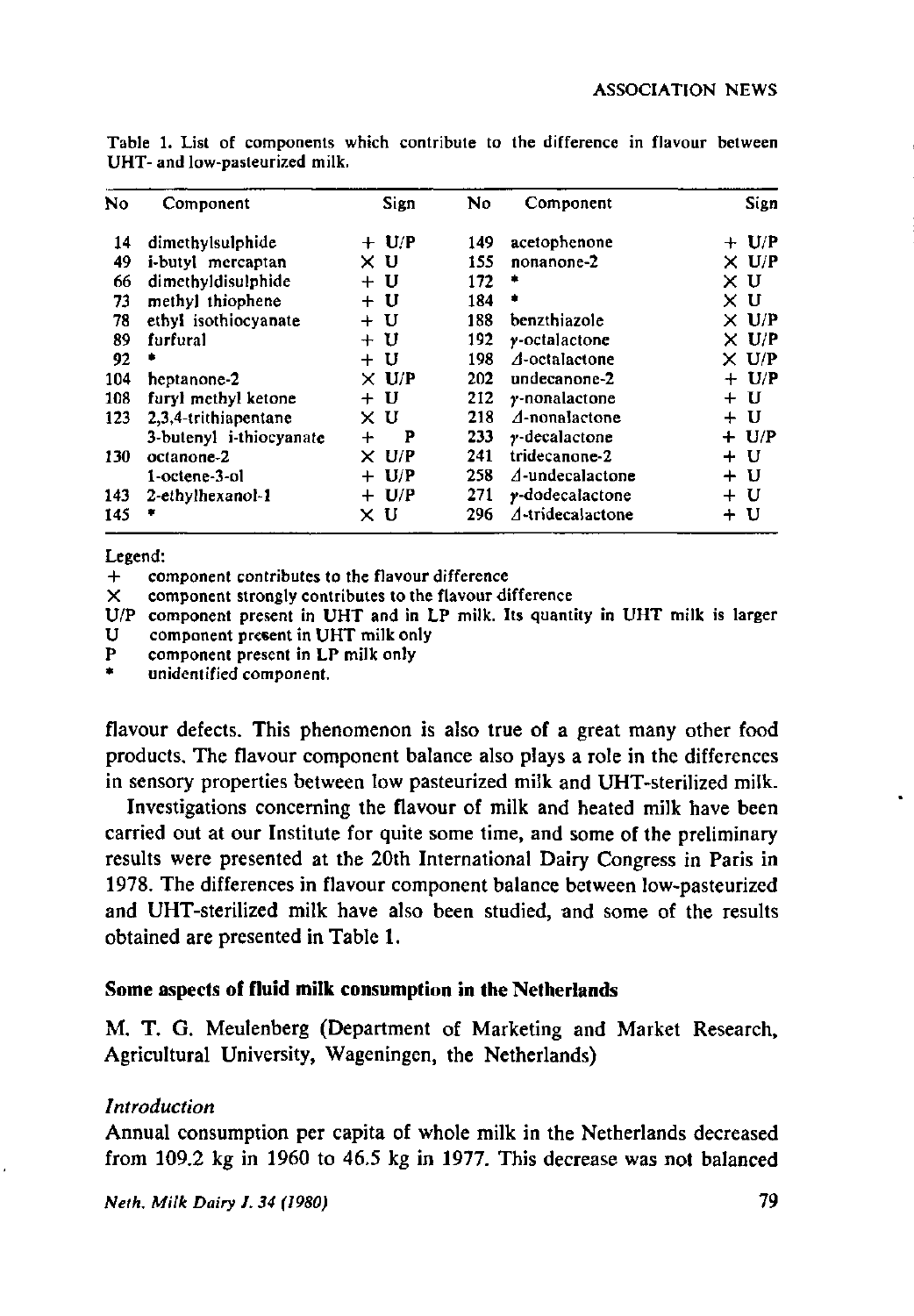Table 1. List of components which contribute to the difference in flavour between UHT- and low-pasteurized milk.

| No | Component | Sign | No | Component | Sign |
|---|---|---|---|---|---|
| 14 | dimethylsulphide | + U/P | 149 | acetophenone | + U/P |
| 49 | i-butyl mercaptan | × U | 155 | nonanone-2 | × U/P |
| 66 | dimethyldisulphide | + U | 172 | * | × U |
| 73 | methyl thiophene | + U | 184 | * | × U |
| 78 | ethyl isothiocyanate | + U | 188 | benzthiazole | × U/P |
| 89 | furfural | + U | 192 | γ-octalactone | × U/P |
| 92 | * | + U | 198 | Δ-octalactone | × U/P |
| 104 | heptanone-2 | × U/P | 202 | undecanone-2 | + U/P |
| 108 | furyl methyl ketone | + U | 212 | γ-nonalactone | + U |
| 123 | 2,3,4-trithiapentane | × U | 218 | Δ-nonalactone | + U |
| | 3-butenyl i-thiocyanate | + P | 233 | γ-decalactone | + U/P |
| 130 | octanone-2 | × U/P | 241 | tridecanone-2 | + U |
| | 1-octene-3-ol | + U/P | 258 | Δ-undecalactone | + U |
| 143 | 2-ethylhexanol-1 | + U/P | 271 | γ-dodecalactone | + U |
| 145 | * | × U | 296 | Δ-tridecalactone | + U |

Legend:
+ component contributes to the flavour difference
× component strongly contributes to the flavour difference
U/P component present in UHT and in LP milk. Its quantity in UHT milk is larger
U component present in UHT milk only
P component present in LP milk only
\* unidentified component.

flavour defects. This phenomenon is also true of a great many other food products. The flavour component balance also plays a role in the differences in sensory properties between low pasteurized milk and UHT-sterilized milk.

Investigations concerning the flavour of milk and heated milk have been carried out at our Institute for quite some time, and some of the preliminary results were presented at the 20th International Dairy Congress in Paris in 1978. The differences in flavour component balance between low-pasteurized and UHT-sterilized milk have also been studied, and some of the results obtained are presented in Table 1.

## Some aspects of fluid milk consumption in the Netherlands

M. T. G. Meulenberg (Department of Marketing and Market Research, Agricultural University, Wageningen, the Netherlands)

### *Introduction*

Annual consumption per capita of whole milk in the Netherlands decreased from 109.2 kg in 1960 to 46.5 kg in 1977. This decrease was not balanced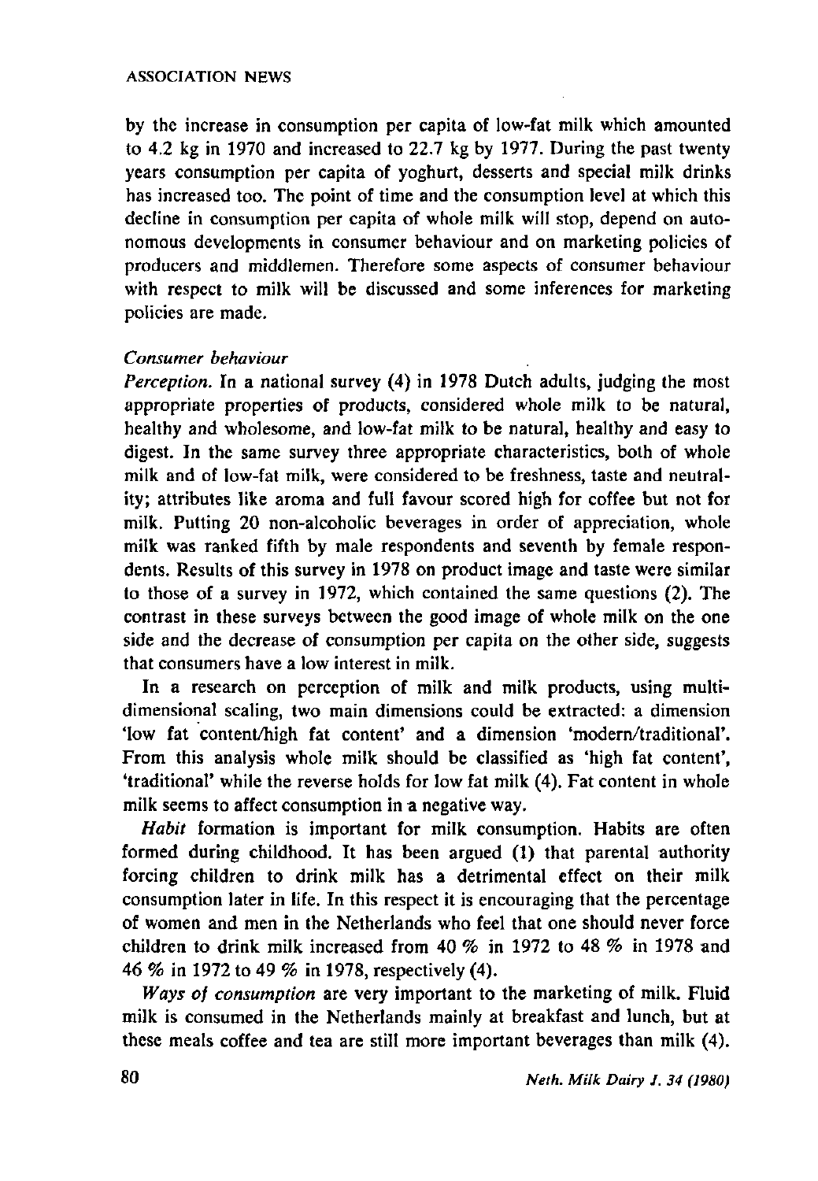by the increase in consumption per capita of low-fat milk which amounted to 4.2 kg in 1970 and increased to 22.7 kg by 1977. During the past twenty years consumption per capita of yoghurt, desserts and special milk drinks has increased too. The point of time and the consumption level at which this decline in consumption per capita of whole milk will stop, depend on autonomous developments in consumer behaviour and on marketing policies of producers and middlemen. Therefore some aspects of consumer behaviour with respect to milk will be discussed and some inferences for marketing policies are made.

*Consumer behaviour*

*Perception.* In a national survey (4) in 1978 Dutch adults, judging the most appropriate properties of products, considered whole milk to be natural, healthy and wholesome, and low-fat milk to be natural, healthy and easy to digest. In the same survey three appropriate characteristics, both of whole milk and of low-fat milk, were considered to be freshness, taste and neutrality; attributes like aroma and full favour scored high for coffee but not for milk. Putting 20 non-alcoholic beverages in order of appreciation, whole milk was ranked fifth by male respondents and seventh by female respondents. Results of this survey in 1978 on product image and taste were similar to those of a survey in 1972, which contained the same questions (2). The contrast in these surveys between the good image of whole milk on the one side and the decrease of consumption per capita on the other side, suggests that consumers have a low interest in milk.

In a research on perception of milk and milk products, using multidimensional scaling, two main dimensions could be extracted: a dimension 'low fat content/high fat content' and a dimension 'modern/traditional'. From this analysis whole milk should be classified as 'high fat content', 'traditional' while the reverse holds for low fat milk (4). Fat content in whole milk seems to affect consumption in a negative way.

*Habit* formation is important for milk consumption. Habits are often formed during childhood. It has been argued (1) that parental authority forcing children to drink milk has a detrimental effect on their milk consumption later in life. In this respect it is encouraging that the percentage of women and men in the Netherlands who feel that one should never force children to drink milk increased from 40 % in 1972 to 48 % in 1978 and 46 % in 1972 to 49 % in 1978, respectively (4).

*Ways of consumption* are very important to the marketing of milk. Fluid milk is consumed in the Netherlands mainly at breakfast and lunch, but at these meals coffee and tea are still more important beverages than milk (4).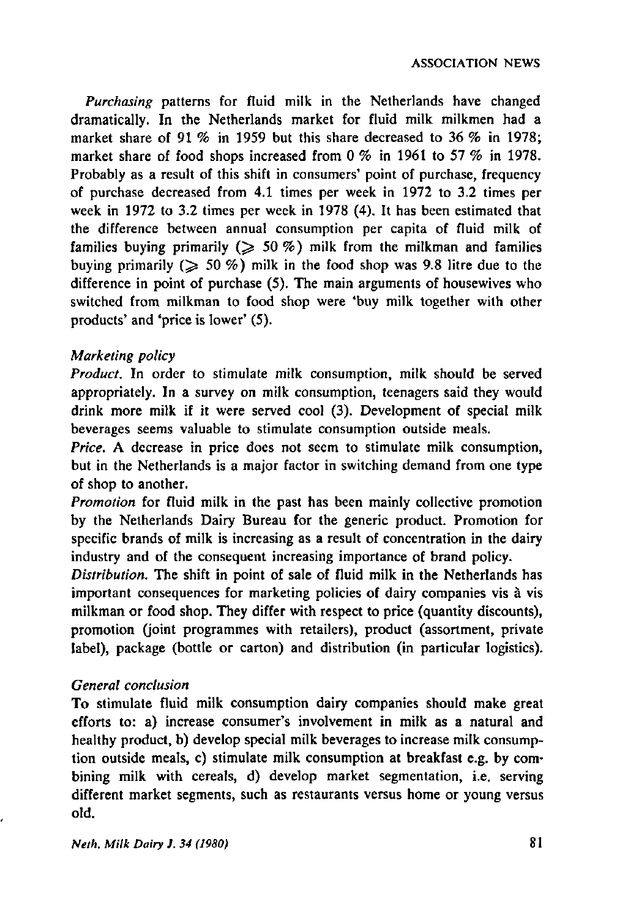*Purchasing* patterns for fluid milk in the Netherlands have changed dramatically. In the Netherlands market for fluid milk milkmen had a market share of 91 % in 1959 but this share decreased to 36 % in 1978; market share of food shops increased from 0 % in 1961 to 57 % in 1978. Probably as a result of this shift in consumers' point of purchase, frequency of purchase decreased from 4.1 times per week in 1972 to 3.2 times per week in 1972 to 3.2 times per week in 1978 (4). It has been estimated that the difference between annual consumption per capita of fluid milk of families buying primarily ($\geqslant$ 50 %) milk from the milkman and families buying primarily ($\geqslant$ 50 %) milk in the food shop was 9.8 litre due to the difference in point of purchase (5). The main arguments of housewives who switched from milkman to food shop were 'buy milk together with other products' and 'price is lower' (5).

*Marketing policy*

*Product.* In order to stimulate milk consumption, milk should be served appropriately. In a survey on milk consumption, teenagers said they would drink more milk if it were served cool (3). Development of special milk beverages seems valuable to stimulate consumption outside meals.

*Price.* A decrease in price does not seem to stimulate milk consumption, but in the Netherlands is a major factor in switching demand from one type of shop to another.

*Promotion* for fluid milk in the past has been mainly collective promotion by the Netherlands Dairy Bureau for the generic product. Promotion for specific brands of milk is increasing as a result of concentration in the dairy industry and of the consequent increasing importance of brand policy.

*Distribution.* The shift in point of sale of fluid milk in the Netherlands has important consequences for marketing policies of dairy companies vis à vis milkman or food shop. They differ with respect to price (quantity discounts), promotion (joint programmes with retailers), product (assortment, private label), package (bottle or carton) and distribution (in particular logistics).

*General conclusion*

To stimulate fluid milk consumption dairy companies should make great efforts to: a) increase consumer's involvement in milk as a natural and healthy product, b) develop special milk beverages to increase milk consumption outside meals, c) stimulate milk consumption at breakfast e.g. by combining milk with cereals, d) develop market segmentation, i.e. serving different market segments, such as restaurants versus home or young versus old.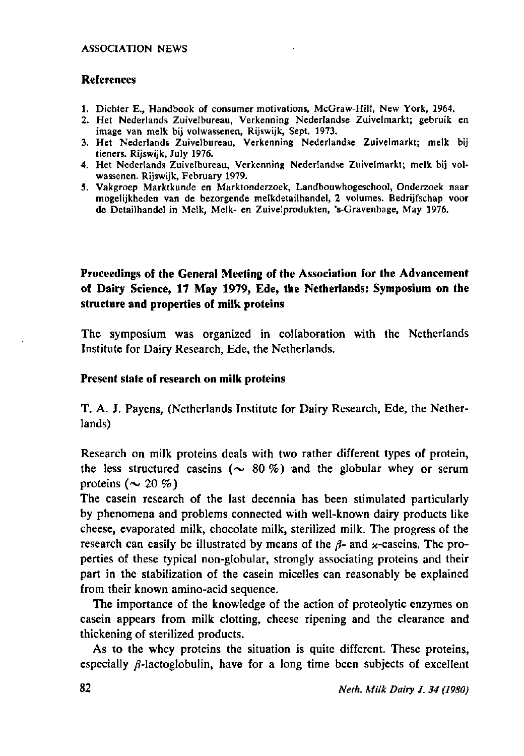## References

1. Dichter E., Handbook of consumer motivations, McGraw-Hill, New York, 1964.
2. Het Nederlands Zuivelbureau, Verkenning Nederlandse Zuivelmarkt; gebruik en image van melk bij volwassenen, Rijswijk, Sept. 1973.
3. Het Nederlands Zuivelbureau, Verkenning Nederlandse Zuivelmarkt; melk bij tieners. Rijswijk, July 1976.
4. Het Nederlands Zuivelbureau, Verkenning Nederlandse Zuivelmarkt; melk bij volwassenen. Rijswijk, February 1979.
5. Vakgroep Marktkunde en Marktonderzoek, Landbouwhogeschool, Onderzoek naar mogelijkheden van de bezorgende melkdetailhandel, 2 volumes. Bedrijfschap voor de Detailhandel in Melk, Melk- en Zuivelprodukten, 's-Gravenhage, May 1976.

# Proceedings of the General Meeting of the Association for the Advancement of Dairy Science, 17 May 1979, Ede, the Netherlands: Symposium on the structure and properties of milk proteins

The symposium was organized in collaboration with the Netherlands Institute for Dairy Research, Ede, the Netherlands.

## Present state of research on milk proteins

T. A. J. Payens, (Netherlands Institute for Dairy Research, Ede, the Netherlands)

Research on milk proteins deals with two rather different types of protein, the less structured caseins (~ 80 %) and the globular whey or serum proteins (~ 20 %)

The casein research of the last decennia has been stimulated particularly by phenomena and problems connected with well-known dairy products like cheese, evaporated milk, chocolate milk, sterilized milk. The progress of the research can easily be illustrated by means of the $\beta$- and $\kappa$-caseins. The properties of these typical non-globular, strongly associating proteins and their part in the stabilization of the casein micelles can reasonably be explained from their known amino-acid sequence.

The importance of the knowledge of the action of proteolytic enzymes on casein appears from milk clotting, cheese ripening and the clearance and thickening of sterilized products.

As to the whey proteins the situation is quite different. These proteins, especially $\beta$-lactoglobulin, have for a long time been subjects of excellent